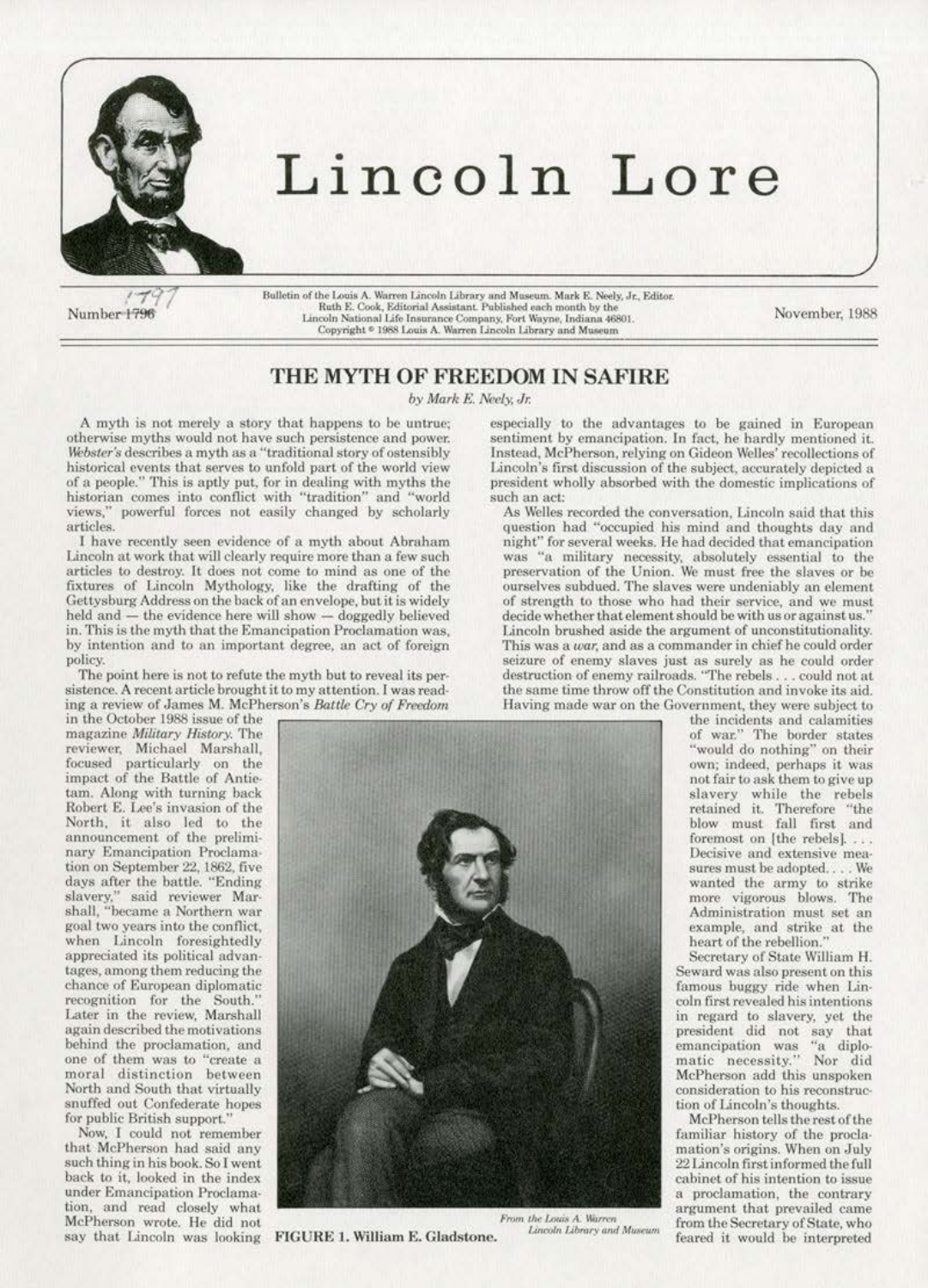# Lincoln Lore

Number 1797

Bulletin of the Louis A. Warren Lincoln Library and Museum. Mark E. Neely, Jr., Editor. Ruth E. Cook, Editorial Assistant. Published each month by the Lincoln National Life Insurance Company, Fort Wayne, Indiana 46801. Copyright © 1988 Louis A. Warren Lincoln Library and Museum

November, 1988

## THE MYTH OF FREEDOM IN SAFIRE

*by Mark E. Neely, Jr.*

A myth is not merely a story that happens to be untrue; otherwise myths would not have such persistence and power. *Webster's* describes a myth as a "traditional story of ostensibly historical events that serves to unfold part of the world view of a people." This is aptly put, for in dealing with myths the historian comes into conflict with "tradition" and "world views," powerful forces not easily changed by scholarly articles.

I have recently seen evidence of a myth about Abraham Lincoln at work that will clearly require more than a few such articles to destroy. It does not come to mind as one of the fixtures of Lincoln Mythology, like the drafting of the Gettysburg Address on the back of an envelope, but it is widely held and — the evidence here will show — doggedly believed in. This is the myth that the Emancipation Proclamation was, by intention and to an important degree, an act of foreign policy.

The point here is not to refute the myth but to reveal its persistence. A recent article brought it to my attention. I was reading a review of James M. McPherson's *Battle Cry of Freedom* in the October 1988 issue of the magazine *Military History*. The reviewer, Michael Marshall, focused particularly on the impact of the Battle of Antietam. Along with turning back Robert E. Lee's invasion of the North, it also led to the announcement of the preliminary Emancipation Proclamation on September 22, 1862, five days after the battle. "Ending slavery," said reviewer Marshall, "became a Northern war goal two years into the conflict, when Lincoln foresightedly appreciated its political advantages, among them reducing the chance of European diplomatic recognition for the South." Later in the review, Marshall again described the motivations behind the proclamation, and one of them was to "create a moral distinction between North and South that virtually snuffed out Confederate hopes for public British support."

Now, I could not remember that McPherson had said any such thing in his book. So I went back to it, looked in the index under Emancipation Proclamation, and read closely what McPherson wrote. He did not say that Lincoln was looking especially to the advantages to be gained in European sentiment by emancipation. In fact, he hardly mentioned it. Instead, McPherson, relying on Gideon Welles' recollections of Lincoln's first discussion of the subject, accurately depicted a president wholly absorbed with the domestic implications of such an act:

> As Welles recorded the conversation, Lincoln said that this question had "occupied his mind and thoughts day and night" for several weeks. He had decided that emancipation was "a military necessity, absolutely essential to the preservation of the Union. We must free the slaves or be ourselves subdued. The slaves were undeniably an element of strength to those who had their service, and we must decide whether that element should be with us or against us." Lincoln brushed aside the argument of unconstitutionality. This was a *war*, and as a commander in chief he could order seizure of enemy slaves just as surely as he could order destruction of enemy railroads. "The rebels . . . could not at the same time throw off the Constitution and invoke its aid. Having made war on the Government, they were subject to the incidents and calamities of war." The border states "would do nothing" on their own; indeed, perhaps it was not fair to ask them to give up slavery while the rebels retained it. Therefore "the blow must fall first and foremost on [the rebels]. . . . Decisive and extensive measures must be adopted. . . . We wanted the army to strike more vigorous blows. The Administration must set an example, and strike at the heart of the rebellion."

From the Louis A. Warren Lincoln Library and Museum

FIGURE 1. William E. Gladstone.

Secretary of State William H. Seward was also present on this famous buggy ride when Lincoln first revealed his intentions in regard to slavery, yet the president did not say that emancipation was "a diplomatic necessity." Nor did McPherson add this unspoken consideration to his reconstruction of Lincoln's thoughts.

McPherson tells the rest of the familiar history of the proclamation's origins. When on July 22 Lincoln first informed the full cabinet of his intention to issue a proclamation, the contrary argument that prevailed came from the Secretary of State, who feared it would be interpreted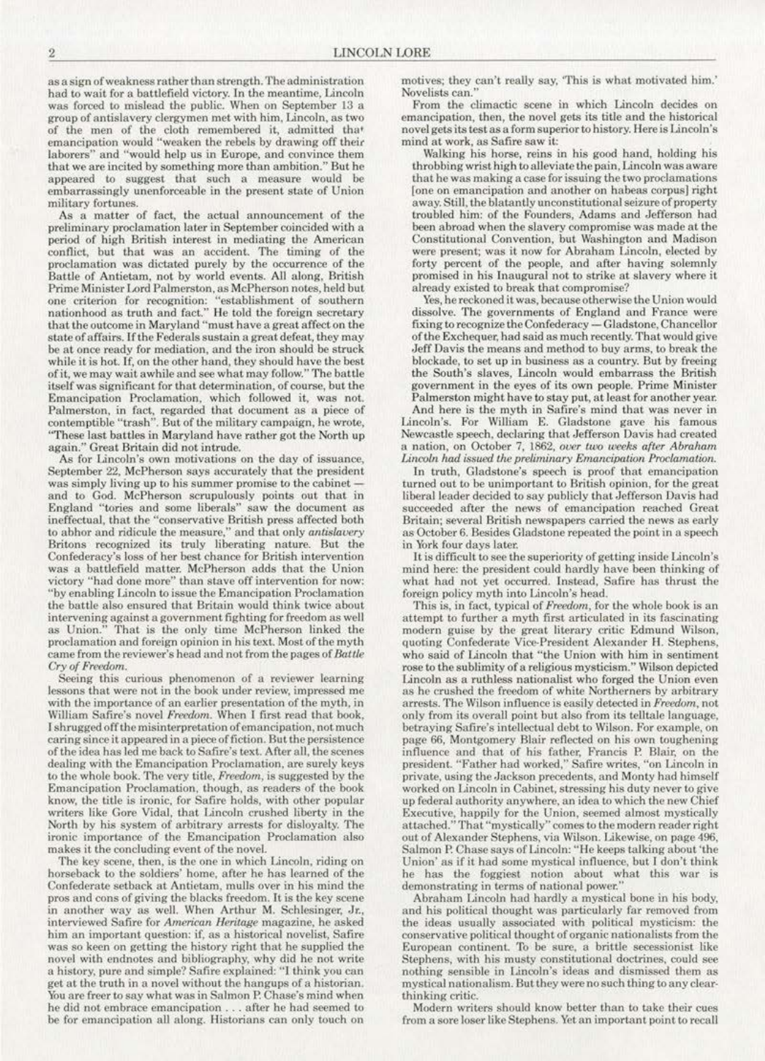as a sign of weakness rather than strength. The administration had to wait for a battlefield victory. In the meantime, Lincoln was forced to mislead the public. When on September 13 a group of antislavery clergymen met with him, Lincoln, as two of the men of the cloth remembered it, admitted that emancipation would "weaken the rebels by drawing off their laborers" and "would help us in Europe, and convince them that we are incited by something more than ambition." But he appeared to suggest that such a measure would be embarrassingly unenforceable in the present state of Union military fortunes.

As a matter of fact, the actual announcement of the preliminary proclamation later in September coincided with a period of high British interest in mediating the American conflict, but that was an accident. The timing of the proclamation was dictated purely by the occurrence of the Battle of Antietam, not by world events. All along, British Prime Minister Lord Palmerston, as McPherson notes, held but one criterion for recognition: "establishment of southern nationhood as truth and fact." He told the foreign secretary that the outcome in Maryland "must have a great affect on the state of affairs. If the Federals sustain a great defeat, they may be at once ready for mediation, and the iron should be struck while it is hot. If, on the other hand, they should have the best of it, we may wait awhile and see what may follow." The battle itself was significant for that determination, of course, but the Emancipation Proclamation, which followed it, was not. Palmerston, in fact, regarded that document as a piece of contemptible "trash". But of the military campaign, he wrote, "These last battles in Maryland have rather got the North up again." Great Britain did not intrude.

As for Lincoln's own motivations on the day of issuance, September 22, McPherson says accurately that the president was simply living up to his summer promise to the cabinet — and to God. McPherson scrupulously points out that in England "tories and some liberals" saw the document as ineffectual, that the "conservative British press affected both to abhor and ridicule the measure," and that only *antislavery* Britons recognized its truly liberating nature. But the Confederacy's loss of her best chance for British intervention was a battlefield matter. McPherson adds that the Union victory "had done more" than stave off intervention for now: "by enabling Lincoln to issue the Emancipation Proclamation the battle also ensured that Britain would think twice about intervening against a government fighting for freedom as well as Union." That is the only time McPherson linked the proclamation and foreign opinion in his text. Most of the myth came from the reviewer's head and not from the pages of *Battle Cry of Freedom*.

Seeing this curious phenomenon of a reviewer learning lessons that were not in the book under review, impressed me with the importance of an earlier presentation of the myth, in William Safire's novel *Freedom*. When I first read that book, I shrugged off the misinterpretation of emancipation, not much caring since it appeared in a piece of fiction. But the persistence of the idea has led me back to Safire's text. After all, the scenes dealing with the Emancipation Proclamation, are surely keys to the whole book. The very title, *Freedom*, is suggested by the Emancipation Proclamation, though, as readers of the book know, the title is ironic, for Safire holds, with other popular writers like Gore Vidal, that Lincoln crushed liberty in the North by his system of arbitrary arrests for disloyalty. The ironic importance of the Emancipation Proclamation also makes it the concluding event of the novel.

The key scene, then, is the one in which Lincoln, riding on horseback to the soldiers' home, after he has learned of the Confederate setback at Antietam, mulls over in his mind the pros and cons of giving the blacks freedom. It is the key scene in another way as well. When Arthur M. Schlesinger, Jr., interviewed Safire for *American Heritage* magazine, he asked him an important question: if, as a historical novelist, Safire was so keen on getting the history right that he supplied the novel with endnotes and bibliography, why did he not write a history, pure and simple? Safire explained: "I think you can get at the truth in a novel without the hangups of a historian. You are freer to say what was in Salmon P. Chase's mind when he did not embrace emancipation . . . after he had seemed to be for emancipation all along. Historians can only touch on motives; they can't really say, 'This is what motivated him.' Novelists can."

From the climactic scene in which Lincoln decides on emancipation, then, the novel gets its title and the historical novel gets its test as a form superior to history. Here is Lincoln's mind at work, as Safire saw it:

> Walking his horse, reins in his good hand, holding his throbbing wrist high to alleviate the pain, Lincoln was aware that he was making a case for issuing the two proclamations [one on emancipation and another on habeas corpus] right away. Still, the blatantly unconstitutional seizure of property troubled him: of the Founders, Adams and Jefferson had been abroad when the slavery compromise was made at the Constitutional Convention, but Washington and Madison were present; was it now for Abraham Lincoln, elected by forty percent of the people, and after having solemnly promised in his Inaugural not to strike at slavery where it already existed to break that compromise?
>
> Yes, he reckoned it was, because otherwise the Union would dissolve. The governments of England and France were fixing to recognize the Confederacy — Gladstone, Chancellor of the Exchequer, had said as much recently. That would give Jeff Davis the means and method to buy arms, to break the blockade, to set up in business as a country. But by freeing the South's slaves, Lincoln would embarrass the British government in the eyes of its own people. Prime Minister Palmerston might have to stay put, at least for another year.

And here is the myth in Safire's mind that was never in Lincoln's. For William E. Gladstone gave his famous Newcastle speech, declaring that Jefferson Davis had created a nation, on October 7, 1862, *over two weeks after Abraham Lincoln had issued the preliminary Emancipation Proclamation.*

In truth, Gladstone's speech is proof that emancipation turned out to be unimportant to British opinion, for the great liberal leader decided to say publicly that Jefferson Davis had succeeded after the news of emancipation reached Great Britain; several British newspapers carried the news as early as October 6. Besides Gladstone repeated the point in a speech in York four days later.

It is difficult to see the superiority of getting inside Lincoln's mind here: the president could hardly have been thinking of what had not yet occurred. Instead, Safire has thrust the foreign policy myth into Lincoln's head.

This is, in fact, typical of *Freedom*, for the whole book is an attempt to further a myth first articulated in its fascinating modern guise by the great literary critic Edmund Wilson, quoting Confederate Vice-President Alexander H. Stephens, who said of Lincoln that "the Union with him in sentiment rose to the sublimity of a religious mysticism." Wilson depicted Lincoln as a ruthless nationalist who forged the Union even as he crushed the freedom of white Northerners by arbitrary arrests. The Wilson influence is easily detected in *Freedom*, not only from its overall point but also from its telltale language, betraying Safire's intellectual debt to Wilson. For example, on page 66, Montgomery Blair reflected on his own toughening influence and that of his father, Francis P. Blair, on the president. "Father had worked," Safire writes, "on Lincoln in private, using the Jackson precedents, and Monty had himself worked on Lincoln in Cabinet, stressing his duty never to give up federal authority anywhere, an idea to which the new Chief Executive, happily for the Union, seemed almost mystically attached." That "mystically" comes to the modern reader right out of Alexander Stephens, via Wilson. Likewise, on page 496, Salmon P. Chase says of Lincoln: "He keeps talking about 'the Union' as if it had some mystical influence, but I don't think he has the foggiest notion about what this war is demonstrating in terms of national power."

Abraham Lincoln had hardly a mystical bone in his body, and his political thought was particularly far removed from the ideas usually associated with political mysticism: the conservative political thought of organic nationalists from the European continent. To be sure, a brittle secessionist like Stephens, with his musty constitutional doctrines, could see nothing sensible in Lincoln's ideas and dismissed them as mystical nationalism. But they were no such thing to any clear-thinking critic.

Modern writers should know better than to take their cues from a sore loser like Stephens. Yet an important point to recall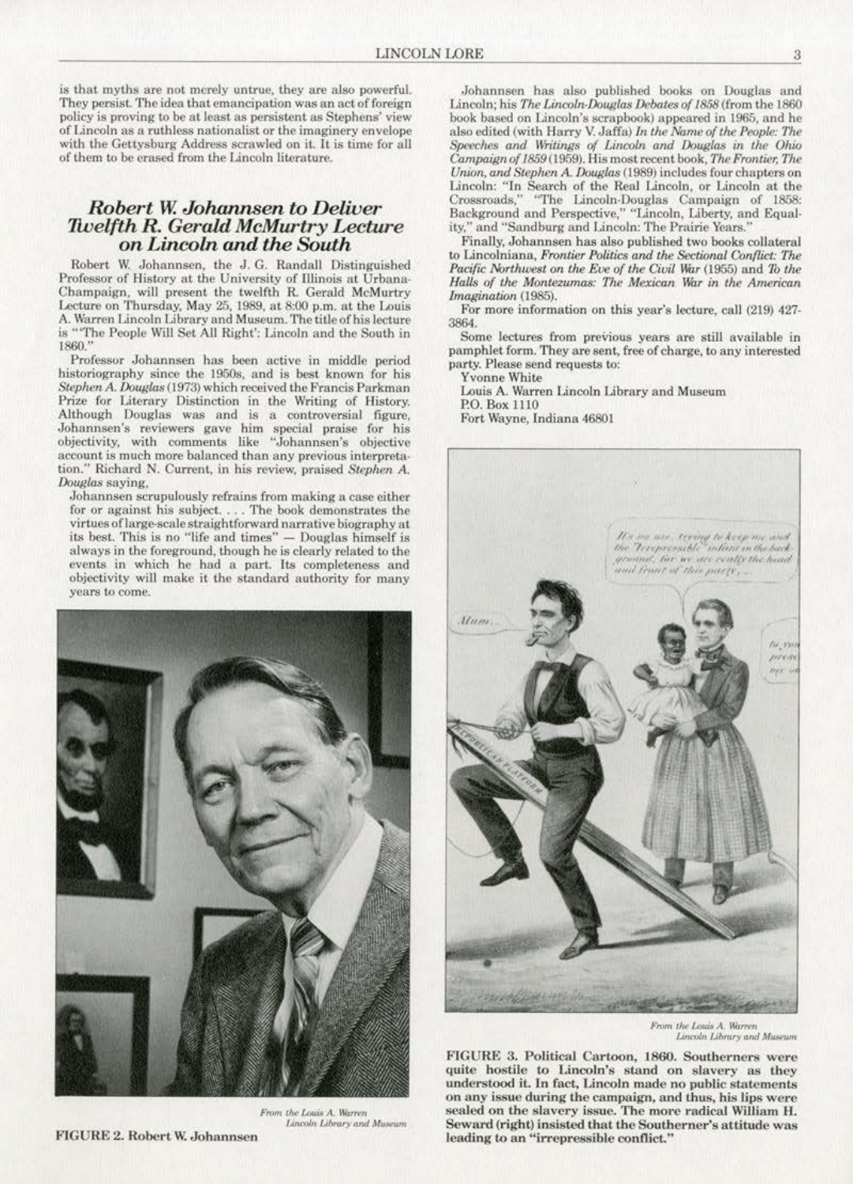is that myths are not merely untrue, they are also powerful. They persist. The idea that emancipation was an act of foreign policy is proving to be at least as persistent as Stephens' view of Lincoln as a ruthless nationalist or the imaginery envelope with the Gettysburg Address scrawled on it. It is time for all of them to be erased from the Lincoln literature.

## *Robert W. Johannsen to Deliver Twelfth R. Gerald McMurtry Lecture on Lincoln and the South*

Robert W. Johannsen, the J. G. Randall Distinguished Professor of History at the University of Illinois at Urbana-Champaign, will present the twelfth R. Gerald McMurtry Lecture on Thursday, May 25, 1989, at 8:00 p.m. at the Louis A. Warren Lincoln Library and Museum. The title of his lecture is "'The People Will Set All Right': Lincoln and the South in 1860."

Professor Johannsen has been active in middle period historiography since the 1950s, and is best known for his *Stephen A. Douglas* (1973) which received the Francis Parkman Prize for Literary Distinction in the Writing of History. Although Douglas was and is a controversial figure, Johannsen's reviewers gave him special praise for his objectivity, with comments like "Johannsen's objective account is much more balanced than any previous interpretation." Richard N. Current, in his review, praised *Stephen A. Douglas* saying,

> Johannsen scrupulously refrains from making a case either for or against his subject. . . . The book demonstrates the virtues of large-scale straightforward narrative biography at its best. This is no "life and times" — Douglas himself is always in the foreground, though he is clearly related to the events in which he had a part. Its completeness and objectivity will make it the standard authority for many years to come.

From the Louis A. Warren Lincoln Library and Museum

FIGURE 2. Robert W. Johannsen

Johannsen has also published books on Douglas and Lincoln; his *The Lincoln-Douglas Debates of 1858* (from the 1860 book based on Lincoln's scrapbook) appeared in 1965, and he also edited (with Harry V. Jaffa) *In the Name of the People: The Speeches and Writings of Lincoln and Douglas in the Ohio Campaign of 1859* (1959). His most recent book, *The Frontier, The Union, and Stephen A. Douglas* (1989) includes four chapters on Lincoln: "In Search of the Real Lincoln, or Lincoln at the Crossroads," "The Lincoln-Douglas Campaign of 1858: Background and Perspective," "Lincoln, Liberty, and Equality," and "Sandburg and Lincoln: The Prairie Years."

Finally, Johannsen has also published two books collateral to Lincolniana, *Frontier Politics and the Sectional Conflict: The Pacific Northwest on the Eve of the Civil War* (1955) and *To the Halls of the Montezumas: The Mexican War in the American Imagination* (1985).

For more information on this year's lecture, call (219) 427-3864.

Some lectures from previous years are still available in pamphlet form. They are sent, free of charge, to any interested party. Please send requests to:

Yvonne White  
Louis A. Warren Lincoln Library and Museum  
P.O. Box 1110  
Fort Wayne, Indiana 46801

From the Louis A. Warren Lincoln Library and Museum

FIGURE 3. Political Cartoon, 1860. Southerners were quite hostile to Lincoln's stand on slavery as they understood it. In fact, Lincoln made no public statements on any issue during the campaign, and thus, his lips were sealed on the slavery issue. The more radical William H. Seward (right) insisted that the Southerner's attitude was leading to an "irrepressible conflict."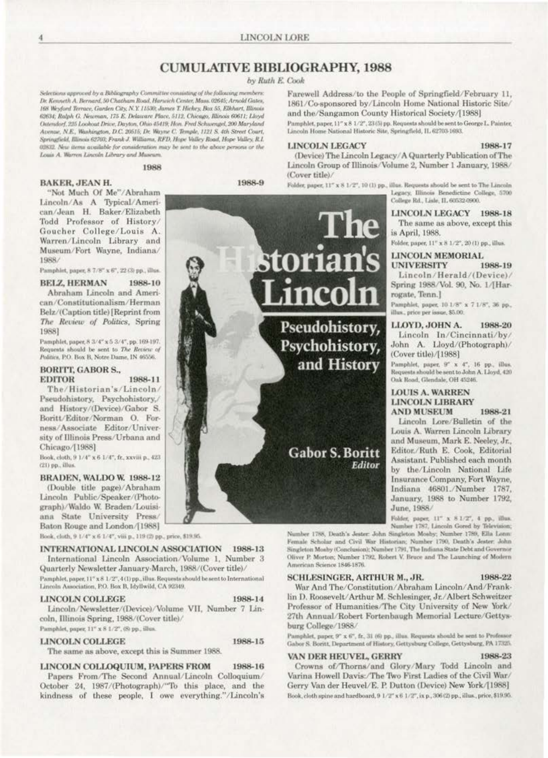# CUMULATIVE BIBLIOGRAPHY, 1988

*by Ruth E. Cook*

*Selections approved by a Bibliography Committee consisting of the following members: Dr. Kenneth A. Bernard, 50 Chatham Road, Harwich Center, Mass. 02645; Arnold Gates, 168 Weyford Terrace, Garden City, N.Y. 11530; James T. Hickey, Box 55, Elkhart, Illinois 62634; Ralph G. Newman, 175 E. Delaware Place, 5112, Chicago, Illinois 60611; Lloyd Ostendorf, 225 Lookout Drive, Dayton, Ohio 45419; Hon. Fred Schwengel, 200 Maryland Avenue, N.E., Washington, D.C. 20515; Dr. Wayne C. Temple, 1121 S. 4th Street Court, Springfield, Illinois 62703; Frank J. Williams, RFD, Hope Valley Road, Hope Valley, R.I. 02832. New items available for consideration may be sent to the above persons or the Louis A. Warren Lincoln Library and Museum.*

## 1988

**BAKER, JEAN H.** — 1988-9

"Not Much Of Me"/Abraham Lincoln/As A Typical/American/Jean H. Baker/Elizabeth Todd Professor of History/Goucher College/Louis A. Warren/Lincoln Library and Museum/Fort Wayne, Indiana/1988/

Pamphlet, paper, 8 7/8" x 6", 22 (3) pp., illus.

**BELZ, HERMAN** — 1988-10

Abraham Lincoln and American/Constitutionalism/Herman Belz/(Caption title) [Reprint from *The Review of Politics*, Spring 1988]

Pamphlet, paper, 8 3/4" x 5 3/4", pp. 169-197. Requests should be sent to *The Review of Politics*, P.O. Box B, Notre Dame, IN 46556.

**BORITT, GABOR S., EDITOR** — 1988-11

The/Historian's/Lincoln/Pseudohistory, Psychohistory,/and History/(Device)/Gabor S. Boritt/Editor/Norman O. Forness/Associate Editor/University of Illinois Press/Urbana and Chicago/[1988]

Book, cloth, 9 1/4" x 6 1/4", fr., xxviii p., 423 (21) pp., illus.

**BRADEN, WALDO W.** — 1988-12

(Double title page)/Abraham Lincoln Public/Speaker/(Photograph)/Waldo W. Braden/Louisiana State University Press/Baton Rouge and London/[1988]

Book, cloth, 9 1/4" x 6 1/4", viii p., 119 (2) pp., price, $19.95.

**INTERNATIONAL LINCOLN ASSOCIATION** — 1988-13

International Lincoln Association/Volume 1, Number 3 Quarterly Newsletter January-March, 1988/(Cover title)/

Pamphlet, paper, 11" x 8 1/2", 4 (1) pp., illus. Requests should be sent to International Lincoln Association, P.O. Box B, Idyllwild, CA 92349.

**LINCOLN COLLEGE** — 1988-14

Lincoln/Newsletter/(Device)/Volume VII, Number 7 Lincoln, Illinois Spring, 1988/(Cover title)/

Pamphlet, paper, 11" x 8 1/2", (8) pp., illus.

**LINCOLN COLLEGE** — 1988-15

The same as above, except this is Summer 1988.

**LINCOLN COLLOQUIUM, PAPERS FROM** — 1988-16

Papers From/The Second Annual/Lincoln Colloquium/October 24, 1987/(Photograph)/"To this place, and the kindness of these people, I owe everything."/Lincoln's Farewell Address/to the People of Springfield/February 11, 1861/Co-sponsored by/Lincoln Home National Historic Site/and the/Sangamon County Historical Society/[1988]

Pamphlet, paper, 11" x 8 1/2", 23 (5) pp. Requests should be sent to George L. Painter, Lincoln Home National Historic Site, Springfield, IL 62703-1693.

**LINCOLN LEGACY** — 1988-17

(Device) The Lincoln Legacy/A Quarterly Publication of The Lincoln Group of Illinois/Volume 2, Number 1 January, 1988/(Cover title)/

Folder, paper, 11" x 8 1/2", 10 (1) pp., illus. Requests should be sent to The Lincoln Legacy, Illinois Benedictine College, 5700 College Rd., Lisle, IL 60532-0900.

**LINCOLN LEGACY** — 1988-18

The same as above, except this is April, 1988.

Folder, paper, 11" x 8 1/2", 20 (1) pp., illus.

**LINCOLN MEMORIAL UNIVERSITY** — 1988-19

Lincoln/Herald/(Device)/Spring 1988/Vol. 90, No. 1/[Harrogate, Tenn.]

Pamphlet, paper, 10 1/8" x 7 1/8", 36 pp., illus., price per issue, $5.00.

**LLOYD, JOHN A.** — 1988-20

Lincoln In/Cincinnati/by/John A. Lloyd/(Photograph)/(Cover title)/[1988]

Pamphlet, paper, 9" x 4", 16 pp., illus. Requests should be sent to John A. Lloyd, 420 Oak Road, Glendale, OH 45246.

**LOUIS A. WARREN LINCOLN LIBRARY AND MUSEUM** — 1988-21

Lincoln Lore/Bulletin of the Louis A. Warren Lincoln Library and Museum, Mark E. Neeley, Jr., Editor./Ruth E. Cook, Editorial Assistant. Published each month by the/Lincoln National Life Insurance Company, Fort Wayne, Indiana 46801./Number 1787, January, 1988 to Number 1792, June, 1988/

Folder, paper, 11" x 8 1/2", 4 pp., illus. Number 1787, Lincoln Gored by Television; Number 1788, Death's Jester: John Singleton Mosby; Number 1789, Ella Lonn: Female Scholar and Civil War Historian; Number 1790, Death's Jester: John Singleton Mosby (Conclusion); Number 1791, The Indiana State Debt and Governor Oliver P. Morton; Number 1792, Robert V. Bruce and The Launching of Modern American Science 1846-1876.

**SCHLESINGER, ARTHUR M., JR.** — 1988-22

War And The/Constitution/Abraham Lincoln/And/Franklin D. Roosevelt/Arthur M. Schlesinger, Jr./Albert Schweitzer Professor of Humanities/The City University of New York/27th Annual/Robert Fortenbaugh Memorial Lecture/Gettysburg College/1988/

Pamphlet, paper, 9" x 6", fr., 31 (6) pp., illus. Requests should be sent to Professor Gabor S. Boritt, Department of History, Gettysburg College, Gettysburg, PA 17325.

**VAN DER HEUVEL, GERRY** — 1988-23

Crowns of/Thorns/and Glory/Mary Todd Lincoln and Varina Howell Davis:/The Two First Ladies of the Civil War/Gerry Van der Heuvel/E. P. Dutton (Device) New York/[1988]

Book, cloth spine and hardboard, 9 1/2" x 6 1/2", ix p., 306 (2) pp., illus., price, $19.95.

The Historian's Lincoln

Pseudohistory, Psychohistory, and History

Gabor S. Boritt

Editor